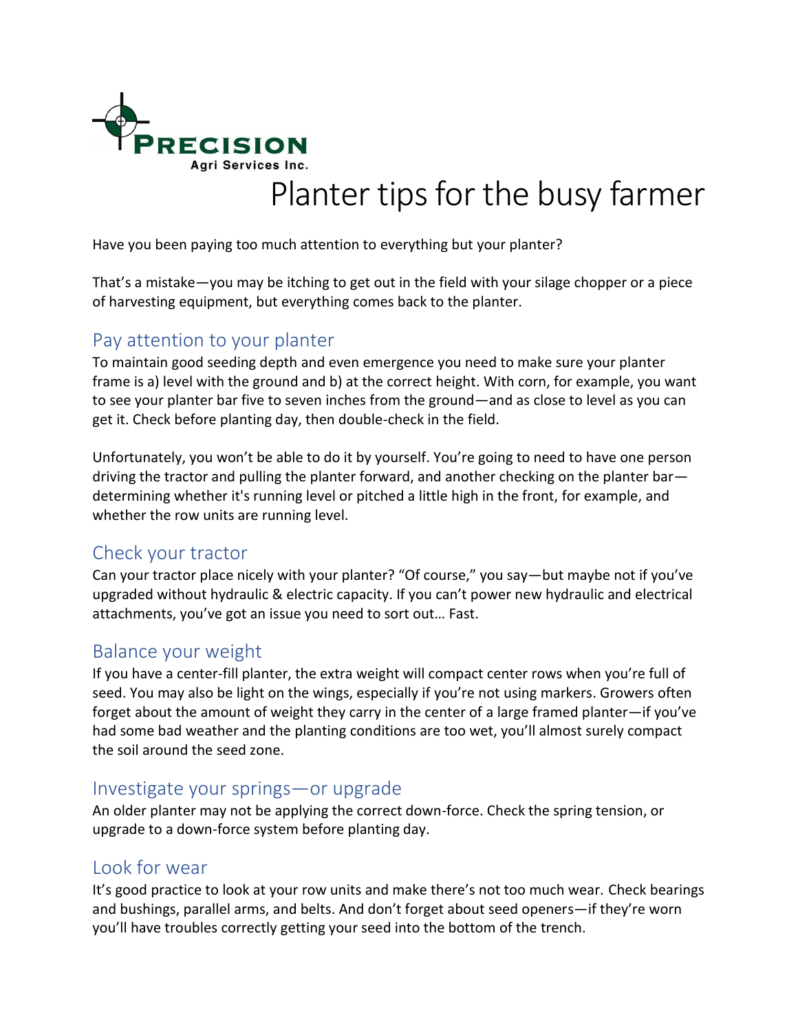**PRECISION**
Agri Services Inc.

# Planter tips for the busy farmer

Have you been paying too much attention to everything but your planter?

That's a mistake—you may be itching to get out in the field with your silage chopper or a piece of harvesting equipment, but everything comes back to the planter.

## Pay attention to your planter

To maintain good seeding depth and even emergence you need to make sure your planter frame is a) level with the ground and b) at the correct height. With corn, for example, you want to see your planter bar five to seven inches from the ground—and as close to level as you can get it. Check before planting day, then double-check in the field.

Unfortunately, you won't be able to do it by yourself. You're going to need to have one person driving the tractor and pulling the planter forward, and another checking on the planter bar—determining whether it's running level or pitched a little high in the front, for example, and whether the row units are running level.

## Check your tractor

Can your tractor place nicely with your planter? "Of course," you say—but maybe not if you've upgraded without hydraulic & electric capacity. If you can't power new hydraulic and electrical attachments, you've got an issue you need to sort out… Fast.

## Balance your weight

If you have a center-fill planter, the extra weight will compact center rows when you're full of seed. You may also be light on the wings, especially if you're not using markers. Growers often forget about the amount of weight they carry in the center of a large framed planter—if you've had some bad weather and the planting conditions are too wet, you'll almost surely compact the soil around the seed zone.

## Investigate your springs—or upgrade

An older planter may not be applying the correct down-force. Check the spring tension, or upgrade to a down-force system before planting day.

## Look for wear

It's good practice to look at your row units and make there's not too much wear. Check bearings and bushings, parallel arms, and belts. And don't forget about seed openers—if they're worn you'll have troubles correctly getting your seed into the bottom of the trench.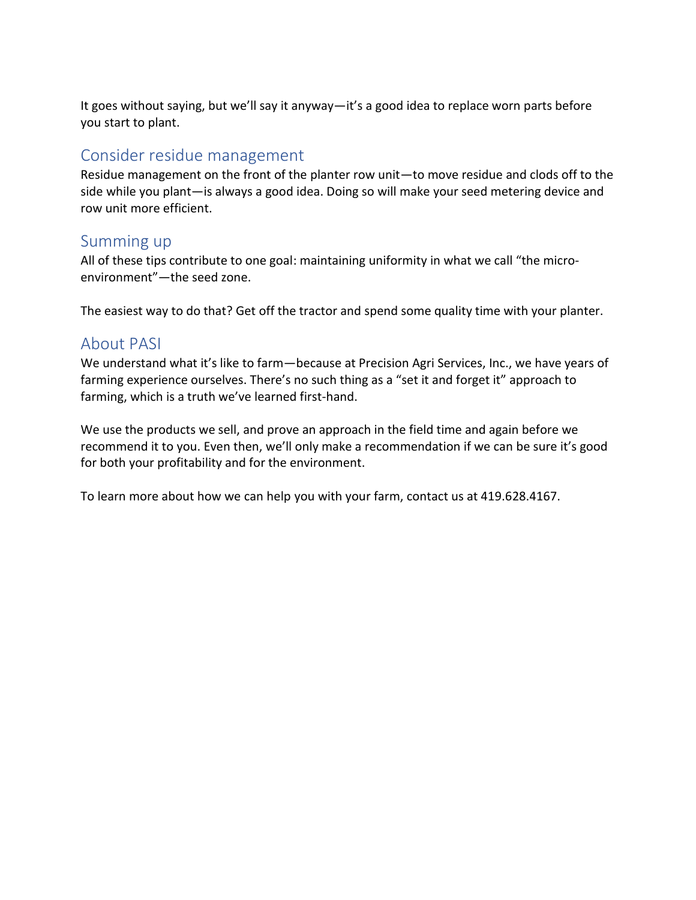It goes without saying, but we'll say it anyway—it's a good idea to replace worn parts before you start to plant.

## Consider residue management

Residue management on the front of the planter row unit—to move residue and clods off to the side while you plant—is always a good idea. Doing so will make your seed metering device and row unit more efficient.

## Summing up

All of these tips contribute to one goal: maintaining uniformity in what we call "the micro-environment"—the seed zone.

The easiest way to do that? Get off the tractor and spend some quality time with your planter.

## About PASI

We understand what it's like to farm—because at Precision Agri Services, Inc., we have years of farming experience ourselves. There's no such thing as a "set it and forget it" approach to farming, which is a truth we've learned first-hand.

We use the products we sell, and prove an approach in the field time and again before we recommend it to you. Even then, we'll only make a recommendation if we can be sure it's good for both your profitability and for the environment.

To learn more about how we can help you with your farm, contact us at 419.628.4167.